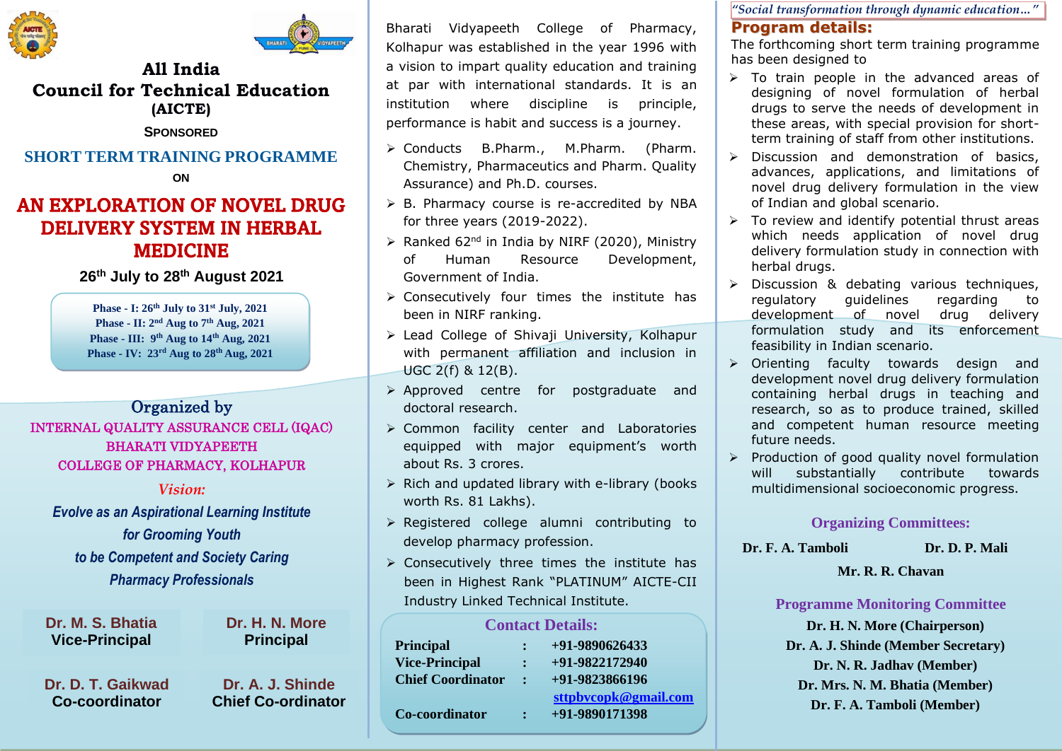# All India Council for Technical Education (AICTE)

SPONSORED

## SHORT TERM TRAINING PROGRAMME

ON

# AN EXPLORATION OF NOVEL DRUG DELIVERY SYSTEM IN HERBAL MEDICINE

**26th July to 28th August 2021**

**Phase - I: 26th July to 31st July, 2021**
**Phase - II: 2nd Aug to 7th Aug, 2021**
**Phase - III: 9th Aug to 14th Aug, 2021**
**Phase - IV: 23rd Aug to 28th Aug, 2021**

## Organized by

INTERNAL QUALITY ASSURANCE CELL (IQAC)
BHARATI VIDYAPEETH
COLLEGE OF PHARMACY, KOLHAPUR

*Vision:*

*Evolve as an Aspirational Learning Institute for Grooming Youth to be Competent and Society Caring Pharmacy Professionals*

**Dr. M. S. Bhatia** — Vice-Principal

**Dr. H. N. More** — Principal

**Dr. D. T. Gaikwad** — Co-coordinator

**Dr. A. J. Shinde** — Chief Co-ordinator

Bharati Vidyapeeth College of Pharmacy, Kolhapur was established in the year 1996 with a vision to impart quality education and training at par with international standards. It is an institution where discipline is principle, performance is habit and success is a journey.

- Conducts B.Pharm., M.Pharm. (Pharm. Chemistry, Pharmaceutics and Pharm. Quality Assurance) and Ph.D. courses.
- B. Pharmacy course is re-accredited by NBA for three years (2019-2022).
- Ranked 62nd in India by NIRF (2020), Ministry of Human Resource Development, Government of India.
- Consecutively four times the institute has been in NIRF ranking.
- Lead College of Shivaji University, Kolhapur with permanent affiliation and inclusion in UGC 2(f) & 12(B).
- Approved centre for postgraduate and doctoral research.
- Common facility center and Laboratories equipped with major equipment's worth about Rs. 3 crores.
- Rich and updated library with e-library (books worth Rs. 81 Lakhs).
- Registered college alumni contributing to develop pharmacy profession.
- Consecutively three times the institute has been in Highest Rank "PLATINUM" AICTE-CII Industry Linked Technical Institute.

## Contact Details:

| | | |
|---|---|---|
| **Principal** | : | +91-9890626433 |
| **Vice-Principal** | : | +91-9822172940 |
| **Chief Coordinator** | : | +91-9823866196 |
| | | sttpbvcopk@gmail.com |
| **Co-coordinator** | : | +91-9890171398 |

*"Social transformation through dynamic education..."*

## Program details:

The forthcoming short term training programme has been designed to

- To train people in the advanced areas of designing of novel formulation of herbal drugs to serve the needs of development in these areas, with special provision for short-term training of staff from other institutions.
- Discussion and demonstration of basics, advances, applications, and limitations of novel drug delivery formulation in the view of Indian and global scenario.
- To review and identify potential thrust areas which needs application of novel drug delivery formulation study in connection with herbal drugs.
- Discussion & debating various techniques, regulatory guidelines regarding to development of novel drug delivery formulation study and its enforcement feasibility in Indian scenario.
- Orienting faculty towards design and development novel drug delivery formulation containing herbal drugs in teaching and research, so as to produce trained, skilled and competent human resource meeting future needs.
- Production of good quality novel formulation will substantially contribute towards multidimensional socioeconomic progress.

## Organizing Committees:

**Dr. F. A. Tamboli** &nbsp;&nbsp; **Dr. D. P. Mali**

**Mr. R. R. Chavan**

## Programme Monitoring Committee

**Dr. H. N. More (Chairperson)**
**Dr. A. J. Shinde (Member Secretary)**
**Dr. N. R. Jadhav (Member)**
**Dr. Mrs. N. M. Bhatia (Member)**
**Dr. F. A. Tamboli (Member)**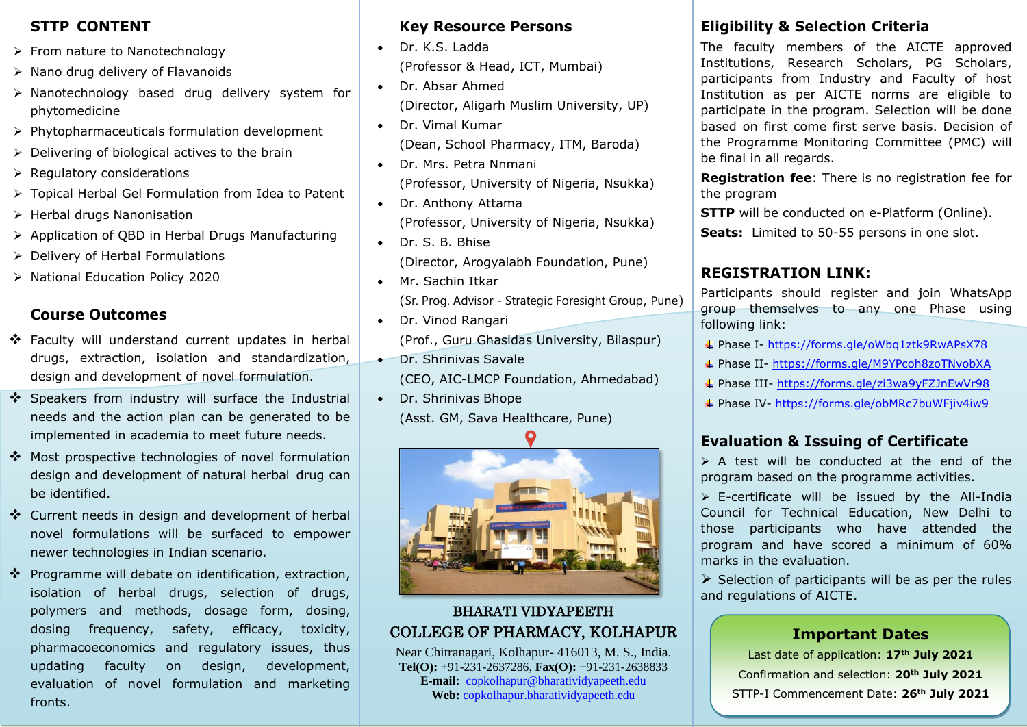## STTP CONTENT

- From nature to Nanotechnology
- Nano drug delivery of Flavanoids
- Nanotechnology based drug delivery system for phytomedicine
- Phytopharmaceuticals formulation development
- Delivering of biological actives to the brain
- Regulatory considerations
- Topical Herbal Gel Formulation from Idea to Patent
- Herbal drugs Nanonisation
- Application of QBD in Herbal Drugs Manufacturing
- Delivery of Herbal Formulations
- National Education Policy 2020

## Course Outcomes

- Faculty will understand current updates in herbal drugs, extraction, isolation and standardization, design and development of novel formulation.
- Speakers from industry will surface the Industrial needs and the action plan can be generated to be implemented in academia to meet future needs.
- Most prospective technologies of novel formulation design and development of natural herbal drug can be identified.
- Current needs in design and development of herbal novel formulations will be surfaced to empower newer technologies in Indian scenario.
- Programme will debate on identification, extraction, isolation of herbal drugs, selection of drugs, polymers and methods, dosage form, dosing, dosing frequency, safety, efficacy, toxicity, pharmacoeconomics and regulatory issues, thus updating faculty on design, development, evaluation of novel formulation and marketing fronts.

## Key Resource Persons

- Dr. K.S. Ladda (Professor & Head, ICT, Mumbai)
- Dr. Absar Ahmed (Director, Aligarh Muslim University, UP)
- Dr. Vimal Kumar (Dean, School Pharmacy, ITM, Baroda)
- Dr. Mrs. Petra Nnmani (Professor, University of Nigeria, Nsukka)
- Dr. Anthony Attama (Professor, University of Nigeria, Nsukka)
- Dr. S. B. Bhise (Director, Arogyalabh Foundation, Pune)
- Mr. Sachin Itkar (Sr. Prog. Advisor - Strategic Foresight Group, Pune)
- Dr. Vinod Rangari (Prof., Guru Ghasidas University, Bilaspur)
- Dr. Shrinivas Savale (CEO, AIC-LMCP Foundation, Ahmedabad)
- Dr. Shrinivas Bhope (Asst. GM, Sava Healthcare, Pune)

**BHARATI VIDYAPEETH**
**COLLEGE OF PHARMACY, KOLHAPUR**

Near Chitranagari, Kolhapur- 416013, M. S., India.
**Tel(O):** +91-231-2637286, **Fax(O):** +91-231-2638833
**E-mail:** copkolhapur@bharatividyapeeth.edu
**Web:** copkolhapur.bharatividyapeeth.edu

## Eligibility & Selection Criteria

The faculty members of the AICTE approved Institutions, Research Scholars, PG Scholars, participants from Industry and Faculty of host Institution as per AICTE norms are eligible to participate in the program. Selection will be done based on first come first serve basis. Decision of the Programme Monitoring Committee (PMC) will be final in all regards.

**Registration fee**: There is no registration fee for the program

**STTP** will be conducted on e-Platform (Online).

**Seats:** Limited to 50-55 persons in one slot.

## REGISTRATION LINK:

Participants should register and join WhatsApp group themselves to any one Phase using following link:

- Phase I- https://forms.gle/oWbq1ztk9RwAPsX78
- Phase II- https://forms.gle/M9YPcoh8zoTNvobXA
- Phase III- https://forms.gle/zi3wa9yFZJnEwVr98
- Phase IV- https://forms.gle/obMRc7buWFjiv4iw9

## Evaluation & Issuing of Certificate

- A test will be conducted at the end of the program based on the programme activities.
- E-certificate will be issued by the All-India Council for Technical Education, New Delhi to those participants who have attended the program and have scored a minimum of 60% marks in the evaluation.
- Selection of participants will be as per the rules and regulations of AICTE.

## Important Dates

Last date of application: **17th July 2021**
Confirmation and selection: **20th July 2021**
STTP-I Commencement Date: **26th July 2021**